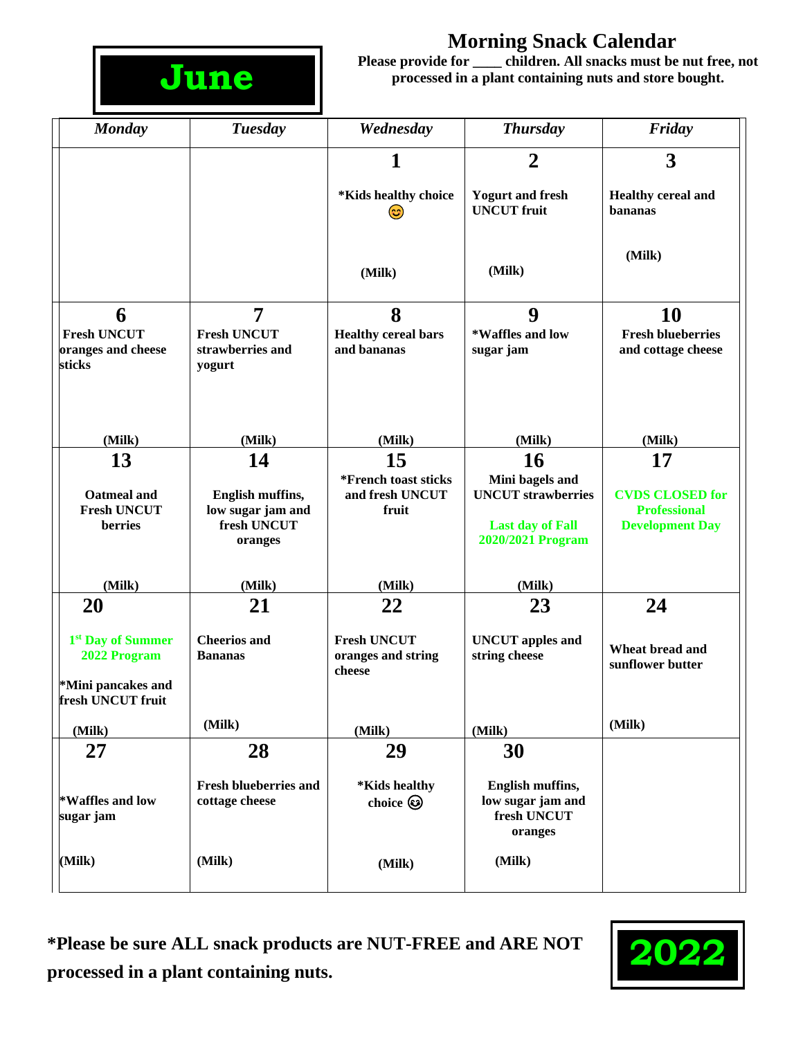# June

## Morning Snack Calendar

**Please provide for ____ children. All snacks must be nut free, not processed in a plant containing nuts and store bought.**

| *Monday* | *Tuesday* | *Wednesday* | *Thursday* | *Friday* |
|---|---|---|---|---|
| | | **1**<br>*Kids healthy choice 😊<br>(Milk) | **2**<br>Yogurt and fresh UNCUT fruit<br>(Milk) | **3**<br>Healthy cereal and bananas<br>(Milk) |
| **6**<br>Fresh UNCUT oranges and cheese sticks<br>(Milk) | **7**<br>Fresh UNCUT strawberries and yogurt<br>(Milk) | **8**<br>Healthy cereal bars and bananas<br>(Milk) | **9**<br>*Waffles and low sugar jam<br>(Milk) | **10**<br>Fresh blueberries and cottage cheese<br>(Milk) |
| **13**<br>Oatmeal and Fresh UNCUT berries<br>(Milk) | **14**<br>English muffins, low sugar jam and fresh UNCUT oranges<br>(Milk) | **15**<br>*French toast sticks and fresh UNCUT fruit<br>(Milk) | **16**<br>Mini bagels and UNCUT strawberries<br>Last day of Fall 2020/2021 Program<br>(Milk) | **17**<br>CVDS CLOSED for Professional Development Day |
| **20**<br>1st Day of Summer 2022 Program<br>*Mini pancakes and fresh UNCUT fruit<br>(Milk) | **21**<br>Cheerios and Bananas<br>(Milk) | **22**<br>Fresh UNCUT oranges and string cheese<br>(Milk) | **23**<br>UNCUT apples and string cheese<br>(Milk) | **24**<br>Wheat bread and sunflower butter<br>(Milk) |
| **27**<br>*Waffles and low sugar jam<br>(Milk) | **28**<br>Fresh blueberries and cottage cheese<br>(Milk) | **29**<br>*Kids healthy choice 😊<br>(Milk) | **30**<br>English muffins, low sugar jam and fresh UNCUT oranges<br>(Milk) | |

**\*Please be sure ALL snack products are NUT-FREE and ARE NOT processed in a plant containing nuts.**

**2022**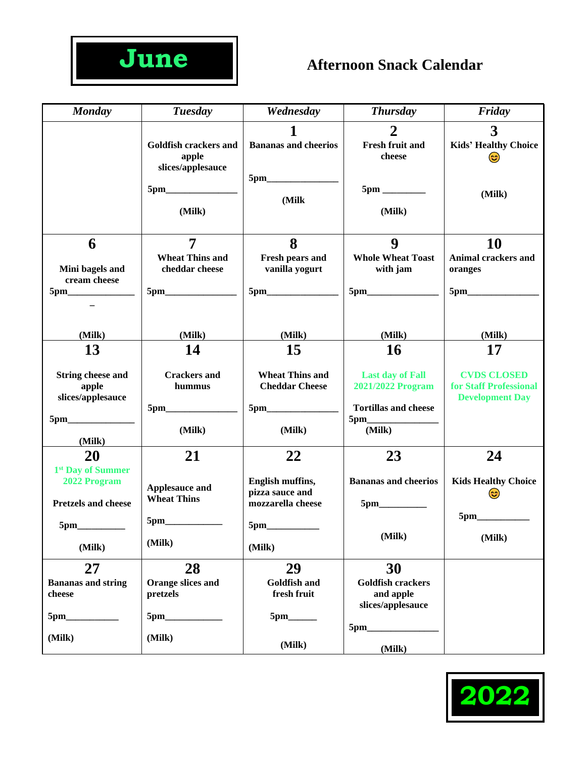# June

## Afternoon Snack Calendar

| *Monday* | *Tuesday* | *Wednesday* | *Thursday* | *Friday* |
|---|---|---|---|---|
| | Goldfish crackers and apple slices/applesauce<br>5pm_______________<br>(Milk) | **1**<br>Bananas and cheerios<br>5pm_______________<br>(Milk | **2**<br>Fresh fruit and cheese<br>5pm _________<br>(Milk) | **3**<br>Kids' Healthy Choice 😊<br>(Milk) |
| **6**<br>Mini bagels and cream cheese<br>5pm_______________<br>_<br>(Milk) | **7**<br>Wheat Thins and cheddar cheese<br>5pm_______________<br>(Milk) | **8**<br>Fresh pears and vanilla yogurt<br>5pm_______________<br>(Milk) | **9**<br>Whole Wheat Toast with jam<br>5pm_______________<br>(Milk) | **10**<br>Animal crackers and oranges<br>5pm_______________<br>(Milk) |
| **13**<br>String cheese and apple slices/applesauce<br>5pm_______________<br>(Milk) | **14**<br>Crackers and hummus<br>5pm_______________<br>(Milk) | **15**<br>Wheat Thins and Cheddar Cheese<br>5pm_______________<br>(Milk) | **16**<br>Last day of Fall 2021/2022 Program<br>Tortillas and cheese<br>5pm_______________<br>(Milk) | **17**<br>CVDS CLOSED for Staff Professional Development Day |
| **20**<br>1st Day of Summer 2022 Program<br>Pretzels and cheese<br>5pm__________<br>(Milk) | **21**<br>Applesauce and Wheat Thins<br>5pm____________<br>(Milk) | **22**<br>English muffins, pizza sauce and mozzarella cheese<br>5pm___________<br>(Milk) | **23**<br>Bananas and cheerios<br>5pm__________<br>(Milk) | **24**<br>Kids Healthy Choice 😊<br>5pm___________<br>(Milk) |
| **27**<br>Bananas and string cheese<br>5pm___________<br>(Milk) | **28**<br>Orange slices and pretzels<br>5pm____________<br>(Milk) | **29**<br>Goldfish and fresh fruit<br>5pm______<br>(Milk) | **30**<br>Goldfish crackers and apple slices/applesauce<br>5pm_______________<br>(Milk) | |

**2022**